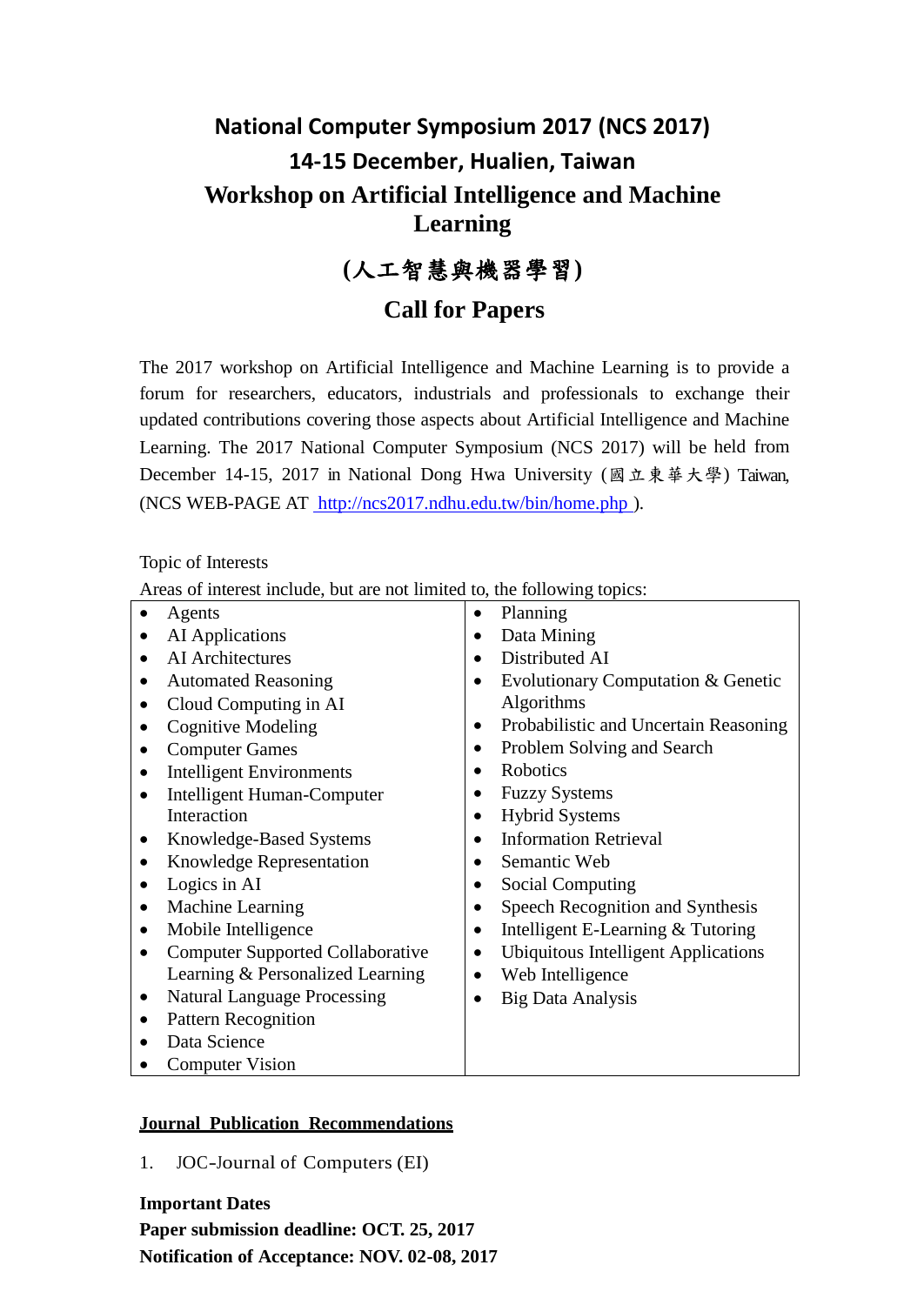# National Computer Symposium 2017 (NCS 2017)

## 14-15 December, Hualien, Taiwan

## Workshop on Artificial Intelligence and Machine Learning

## (人工智慧與機器學習)

## Call for Papers

The 2017 workshop on Artificial Intelligence and Machine Learning is to provide a forum for researchers, educators, industrials and professionals to exchange their updated contributions covering those aspects about Artificial Intelligence and Machine Learning. The 2017 National Computer Symposium (NCS 2017) will be held from December 14-15, 2017 in National Dong Hwa University (國立東華大學) Taiwan, (NCS WEB-PAGE AT [http://ncs2017.ndhu.edu.tw/bin/home.php](http://ncs2017.ndhu.edu.tw/bin/home.php) ).

Topic of Interests

Areas of interest include, but are not limited to, the following topics:

| | |
|---|---|
| • Agents<br>• AI Applications<br>• AI Architectures<br>• Automated Reasoning<br>• Cloud Computing in AI<br>• Cognitive Modeling<br>• Computer Games<br>• Intelligent Environments<br>• Intelligent Human-Computer Interaction<br>• Knowledge-Based Systems<br>• Knowledge Representation<br>• Logics in AI<br>• Machine Learning<br>• Mobile Intelligence<br>• Computer Supported Collaborative Learning & Personalized Learning<br>• Natural Language Processing<br>• Pattern Recognition<br>• Data Science<br>• Computer Vision | • Planning<br>• Data Mining<br>• Distributed AI<br>• Evolutionary Computation & Genetic Algorithms<br>• Probabilistic and Uncertain Reasoning<br>• Problem Solving and Search<br>• Robotics<br>• Fuzzy Systems<br>• Hybrid Systems<br>• Information Retrieval<br>• Semantic Web<br>• Social Computing<br>• Speech Recognition and Synthesis<br>• Intelligent E-Learning & Tutoring<br>• Ubiquitous Intelligent Applications<br>• Web Intelligence<br>• Big Data Analysis |

**Journal Publication Recommendations**

1. JOC-Journal of Computers (EI)

**Important Dates**

**Paper submission deadline: OCT. 25, 2017**

**Notification of Acceptance: NOV. 02-08, 2017**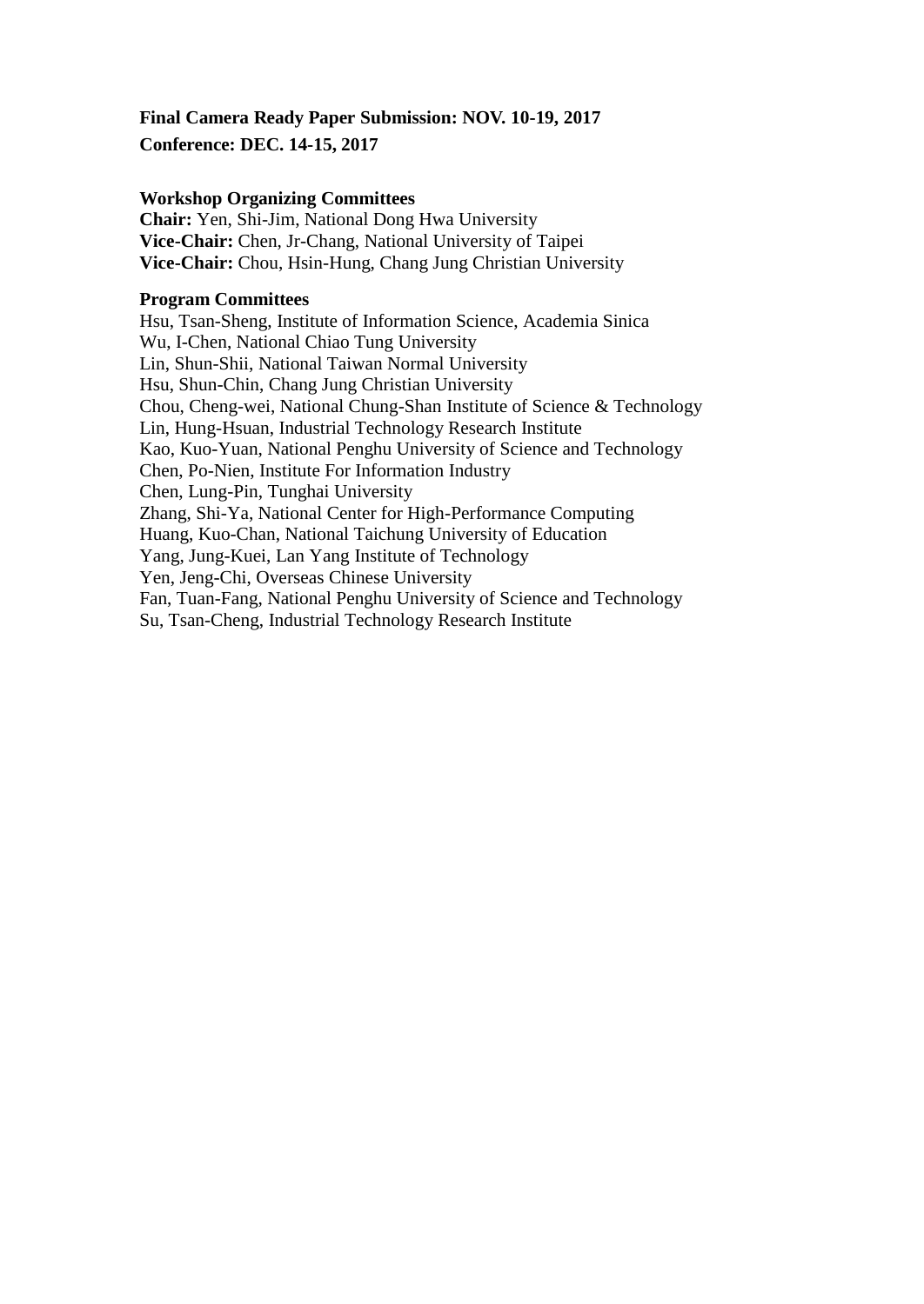**Final Camera Ready Paper Submission: NOV. 10-19, 2017**

**Conference: DEC. 14-15, 2017**

**Workshop Organizing Committees**

**Chair:** Yen, Shi-Jim, National Dong Hwa University
**Vice-Chair:** Chen, Jr-Chang, National University of Taipei
**Vice-Chair:** Chou, Hsin-Hung, Chang Jung Christian University

**Program Committees**

Hsu, Tsan-Sheng, Institute of Information Science, Academia Sinica
Wu, I-Chen, National Chiao Tung University
Lin, Shun-Shii, National Taiwan Normal University
Hsu, Shun-Chin, Chang Jung Christian University
Chou, Cheng-wei, National Chung-Shan Institute of Science & Technology
Lin, Hung-Hsuan, Industrial Technology Research Institute
Kao, Kuo-Yuan, National Penghu University of Science and Technology
Chen, Po-Nien, Institute For Information Industry
Chen, Lung-Pin, Tunghai University
Zhang, Shi-Ya, National Center for High-Performance Computing
Huang, Kuo-Chan, National Taichung University of Education
Yang, Jung-Kuei, Lan Yang Institute of Technology
Yen, Jeng-Chi, Overseas Chinese University
Fan, Tuan-Fang, National Penghu University of Science and Technology
Su, Tsan-Cheng, Industrial Technology Research Institute